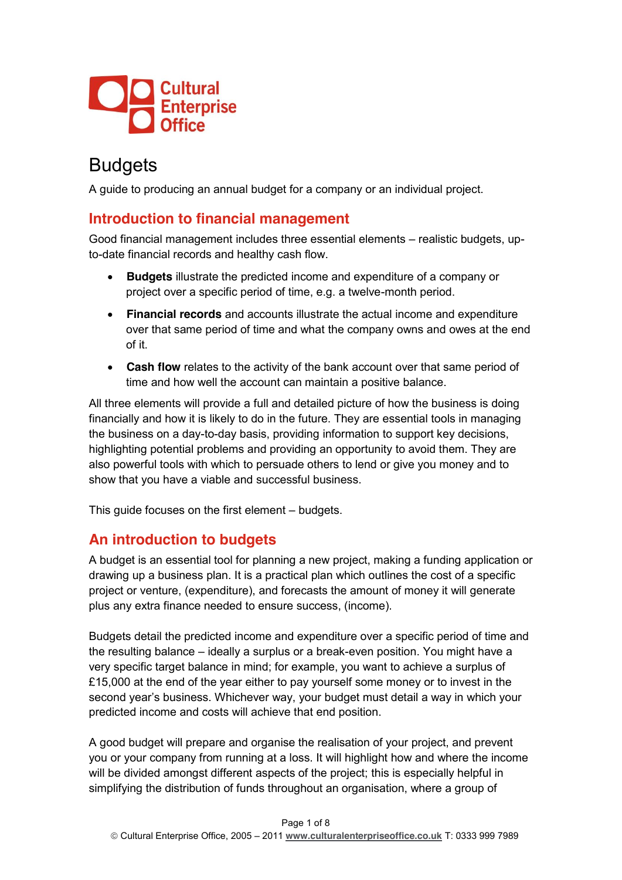Cultural Enterprise Office

# Budgets

A guide to producing an annual budget for a company or an individual project.

## Introduction to financial management

Good financial management includes three essential elements – realistic budgets, up-to-date financial records and healthy cash flow.

- **Budgets** illustrate the predicted income and expenditure of a company or project over a specific period of time, e.g. a twelve-month period.
- **Financial records** and accounts illustrate the actual income and expenditure over that same period of time and what the company owns and owes at the end of it.
- **Cash flow** relates to the activity of the bank account over that same period of time and how well the account can maintain a positive balance.

All three elements will provide a full and detailed picture of how the business is doing financially and how it is likely to do in the future. They are essential tools in managing the business on a day-to-day basis, providing information to support key decisions, highlighting potential problems and providing an opportunity to avoid them. They are also powerful tools with which to persuade others to lend or give you money and to show that you have a viable and successful business.

This guide focuses on the first element – budgets.

## An introduction to budgets

A budget is an essential tool for planning a new project, making a funding application or drawing up a business plan. It is a practical plan which outlines the cost of a specific project or venture, (expenditure), and forecasts the amount of money it will generate plus any extra finance needed to ensure success, (income).

Budgets detail the predicted income and expenditure over a specific period of time and the resulting balance – ideally a surplus or a break-even position. You might have a very specific target balance in mind; for example, you want to achieve a surplus of £15,000 at the end of the year either to pay yourself some money or to invest in the second year's business. Whichever way, your budget must detail a way in which your predicted income and costs will achieve that end position.

A good budget will prepare and organise the realisation of your project, and prevent you or your company from running at a loss. It will highlight how and where the income will be divided amongst different aspects of the project; this is especially helpful in simplifying the distribution of funds throughout an organisation, where a group of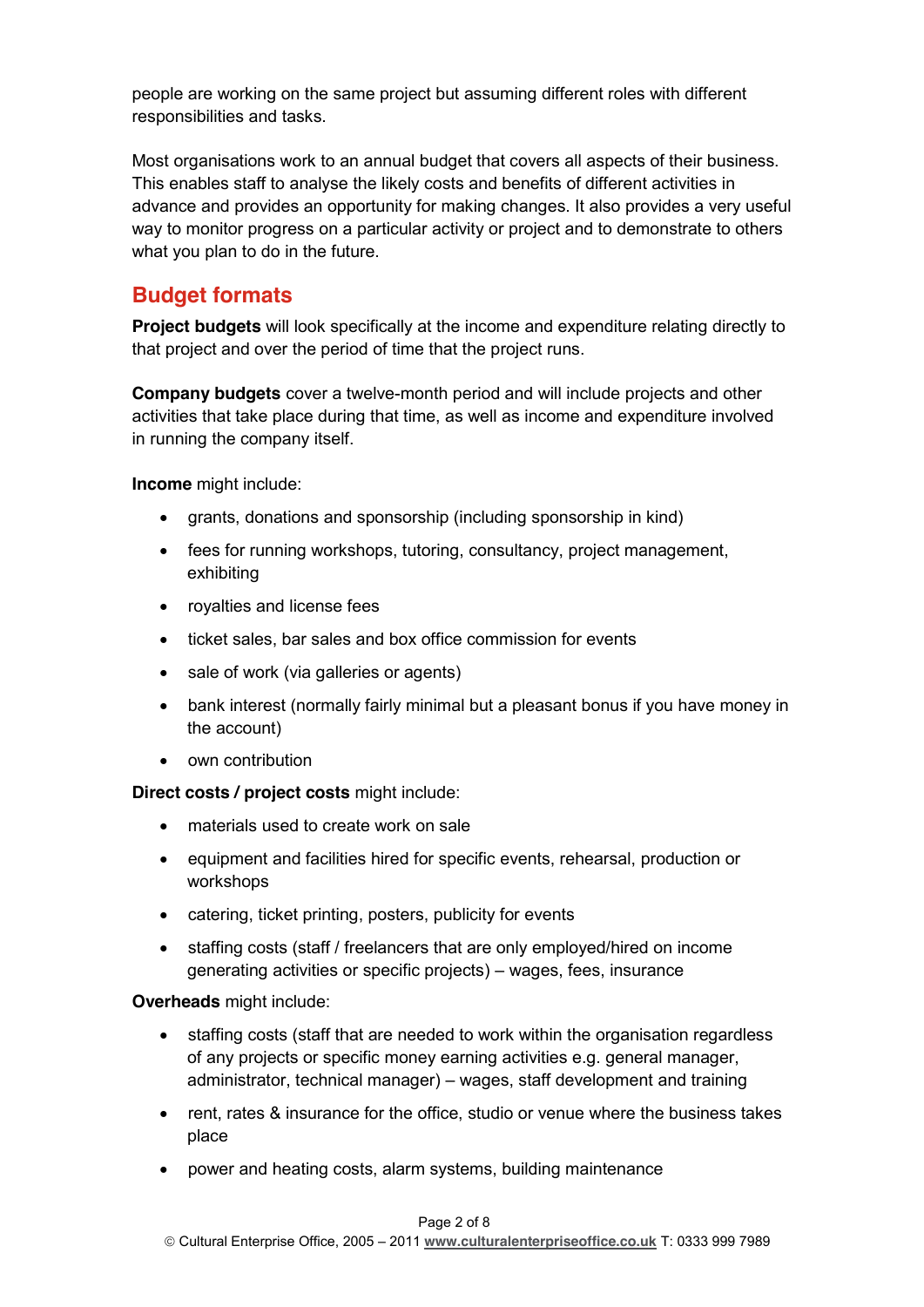people are working on the same project but assuming different roles with different responsibilities and tasks.

Most organisations work to an annual budget that covers all aspects of their business. This enables staff to analyse the likely costs and benefits of different activities in advance and provides an opportunity for making changes. It also provides a very useful way to monitor progress on a particular activity or project and to demonstrate to others what you plan to do in the future.

## Budget formats

**Project budgets** will look specifically at the income and expenditure relating directly to that project and over the period of time that the project runs.

**Company budgets** cover a twelve-month period and will include projects and other activities that take place during that time, as well as income and expenditure involved in running the company itself.

**Income** might include:

- grants, donations and sponsorship (including sponsorship in kind)
- fees for running workshops, tutoring, consultancy, project management, exhibiting
- royalties and license fees
- ticket sales, bar sales and box office commission for events
- sale of work (via galleries or agents)
- bank interest (normally fairly minimal but a pleasant bonus if you have money in the account)
- own contribution

**Direct costs / project costs** might include:

- materials used to create work on sale
- equipment and facilities hired for specific events, rehearsal, production or workshops
- catering, ticket printing, posters, publicity for events
- staffing costs (staff / freelancers that are only employed/hired on income generating activities or specific projects) – wages, fees, insurance

**Overheads** might include:

- staffing costs (staff that are needed to work within the organisation regardless of any projects or specific money earning activities e.g. general manager, administrator, technical manager) – wages, staff development and training
- rent, rates & insurance for the office, studio or venue where the business takes place
- power and heating costs, alarm systems, building maintenance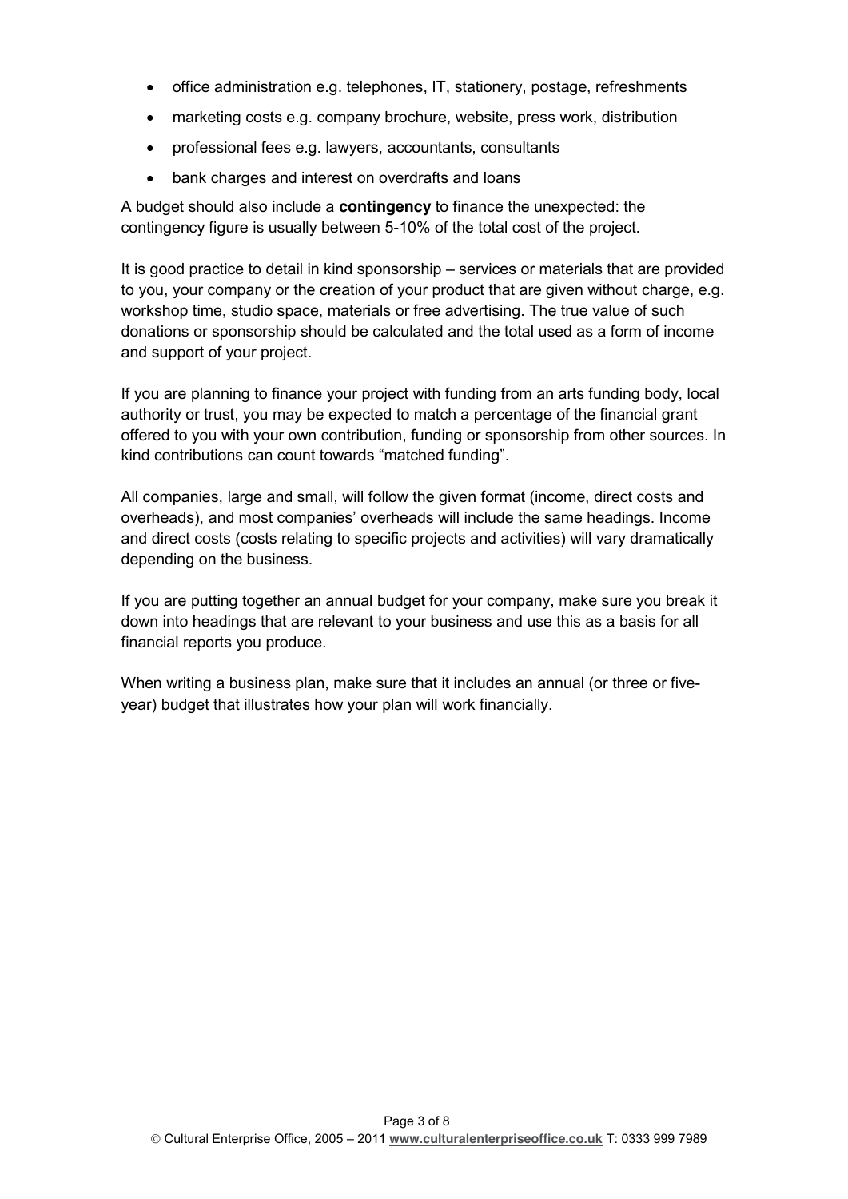- office administration e.g. telephones, IT, stationery, postage, refreshments
- marketing costs e.g. company brochure, website, press work, distribution
- professional fees e.g. lawyers, accountants, consultants
- bank charges and interest on overdrafts and loans

A budget should also include a **contingency** to finance the unexpected: the contingency figure is usually between 5-10% of the total cost of the project.

It is good practice to detail in kind sponsorship – services or materials that are provided to you, your company or the creation of your product that are given without charge, e.g. workshop time, studio space, materials or free advertising. The true value of such donations or sponsorship should be calculated and the total used as a form of income and support of your project.

If you are planning to finance your project with funding from an arts funding body, local authority or trust, you may be expected to match a percentage of the financial grant offered to you with your own contribution, funding or sponsorship from other sources. In kind contributions can count towards "matched funding".

All companies, large and small, will follow the given format (income, direct costs and overheads), and most companies' overheads will include the same headings. Income and direct costs (costs relating to specific projects and activities) will vary dramatically depending on the business.

If you are putting together an annual budget for your company, make sure you break it down into headings that are relevant to your business and use this as a basis for all financial reports you produce.

When writing a business plan, make sure that it includes an annual (or three or five-year) budget that illustrates how your plan will work financially.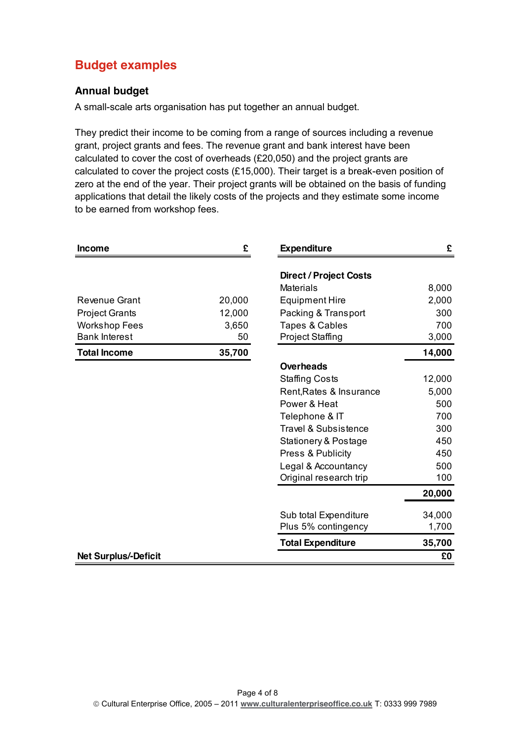# Budget examples

## Annual budget

A small-scale arts organisation has put together an annual budget.

They predict their income to be coming from a range of sources including a revenue grant, project grants and fees. The revenue grant and bank interest have been calculated to cover the cost of overheads (£20,050) and the project grants are calculated to cover the project costs (£15,000). Their target is a break-even position of zero at the end of the year. Their project grants will be obtained on the basis of funding applications that detail the likely costs of the projects and they estimate some income to be earned from workshop fees.

| Income | £ | Expenditure | £ |
|---|---|---|---|
| | | **Direct / Project Costs** | |
| | | Materials | 8,000 |
| Revenue Grant | 20,000 | Equipment Hire | 2,000 |
| Project Grants | 12,000 | Packing & Transport | 300 |
| Workshop Fees | 3,650 | Tapes & Cables | 700 |
| Bank Interest | 50 | Project Staffing | 3,000 |
| **Total Income** | **35,700** | | **14,000** |
| | | **Overheads** | |
| | | Staffing Costs | 12,000 |
| | | Rent,Rates & Insurance | 5,000 |
| | | Power & Heat | 500 |
| | | Telephone & IT | 700 |
| | | Travel & Subsistence | 300 |
| | | Stationery & Postage | 450 |
| | | Press & Publicity | 450 |
| | | Legal & Accountancy | 500 |
| | | Original research trip | 100 |
| | | | **20,000** |
| | | Sub total Expenditure | 34,000 |
| | | Plus 5% contingency | 1,700 |
| | | **Total Expenditure** | **35,700** |
| **Net Surplus/-Deficit** | | | **£0** |

© Cultural Enterprise Office, 2005 – 2011 **www.culturalenterpriseoffice.co.uk** T: 0333 999 7989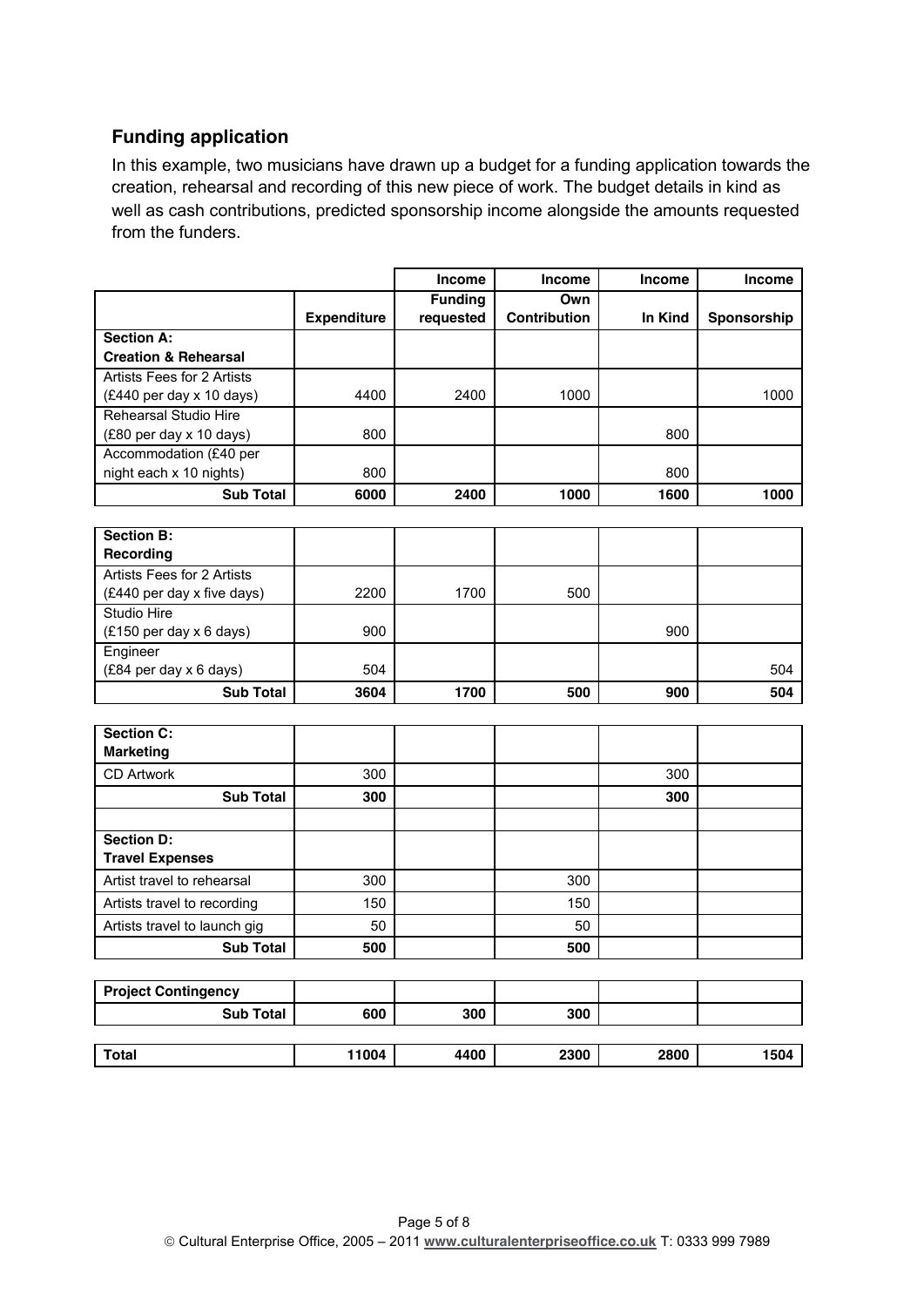## Funding application

In this example, two musicians have drawn up a budget for a funding application towards the creation, rehearsal and recording of this new piece of work. The budget details in kind as well as cash contributions, predicted sponsorship income alongside the amounts requested from the funders.

| | | Income | Income | Income | Income |
|---|---|---|---|---|---|
| | **Expenditure** | **Funding requested** | **Own Contribution** | **In Kind** | **Sponsorship** |
| **Section A: Creation & Rehearsal** | | | | | |
| Artists Fees for 2 Artists (£440 per day x 10 days) | 4400 | 2400 | 1000 | | 1000 |
| Rehearsal Studio Hire (£80 per day x 10 days) | 800 | | | 800 | |
| Accommodation (£40 per night each x 10 nights) | 800 | | | 800 | |
| **Sub Total** | **6000** | **2400** | **1000** | **1600** | **1000** |
| **Section B: Recording** | | | | | |
| Artists Fees for 2 Artists (£440 per day x five days) | 2200 | 1700 | 500 | | |
| Studio Hire (£150 per day x 6 days) | 900 | | | 900 | |
| Engineer (£84 per day x 6 days) | 504 | | | | 504 |
| **Sub Total** | **3604** | **1700** | **500** | **900** | **504** |
| **Section C: Marketing** | | | | | |
| CD Artwork | 300 | | | 300 | |
| **Sub Total** | **300** | | | **300** | |
| **Section D: Travel Expenses** | | | | | |
| Artist travel to rehearsal | 300 | | 300 | | |
| Artists travel to recording | 150 | | 150 | | |
| Artists travel to launch gig | 50 | | 50 | | |
| **Sub Total** | **500** | | **500** | | |
| **Project Contingency** | | | | | |
| **Sub Total** | **600** | **300** | **300** | | |
| **Total** | **11004** | **4400** | **2300** | **2800** | **1504** |

© Cultural Enterprise Office, 2005 – 2011 **www.culturalenterpriseoffice.co.uk** T: 0333 999 7989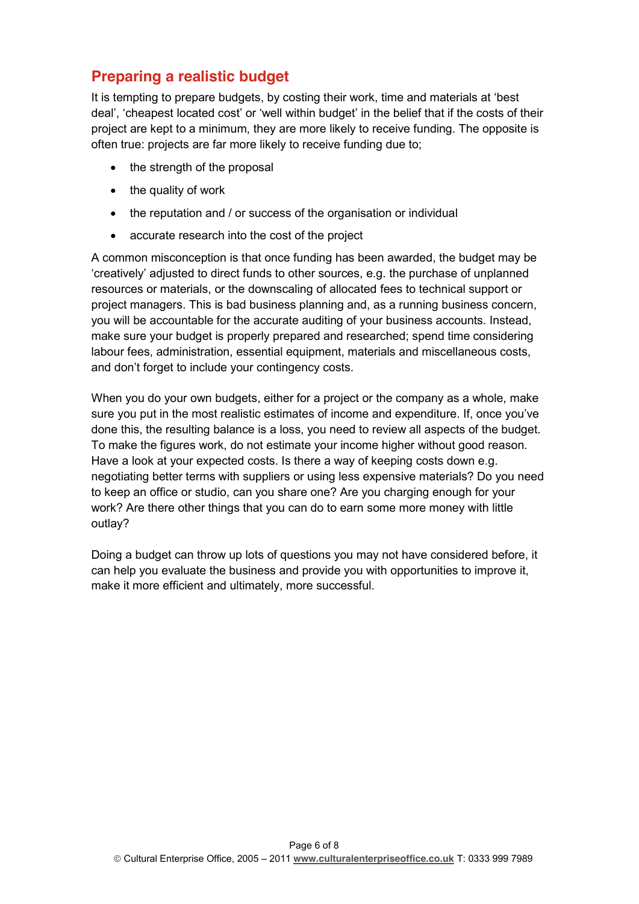## Preparing a realistic budget

It is tempting to prepare budgets, by costing their work, time and materials at 'best deal', 'cheapest located cost' or 'well within budget' in the belief that if the costs of their project are kept to a minimum, they are more likely to receive funding. The opposite is often true: projects are far more likely to receive funding due to;

- the strength of the proposal
- the quality of work
- the reputation and / or success of the organisation or individual
- accurate research into the cost of the project

A common misconception is that once funding has been awarded, the budget may be 'creatively' adjusted to direct funds to other sources, e.g. the purchase of unplanned resources or materials, or the downscaling of allocated fees to technical support or project managers. This is bad business planning and, as a running business concern, you will be accountable for the accurate auditing of your business accounts. Instead, make sure your budget is properly prepared and researched; spend time considering labour fees, administration, essential equipment, materials and miscellaneous costs, and don't forget to include your contingency costs.

When you do your own budgets, either for a project or the company as a whole, make sure you put in the most realistic estimates of income and expenditure. If, once you've done this, the resulting balance is a loss, you need to review all aspects of the budget. To make the figures work, do not estimate your income higher without good reason. Have a look at your expected costs. Is there a way of keeping costs down e.g. negotiating better terms with suppliers or using less expensive materials? Do you need to keep an office or studio, can you share one? Are you charging enough for your work? Are there other things that you can do to earn some more money with little outlay?

Doing a budget can throw up lots of questions you may not have considered before, it can help you evaluate the business and provide you with opportunities to improve it, make it more efficient and ultimately, more successful.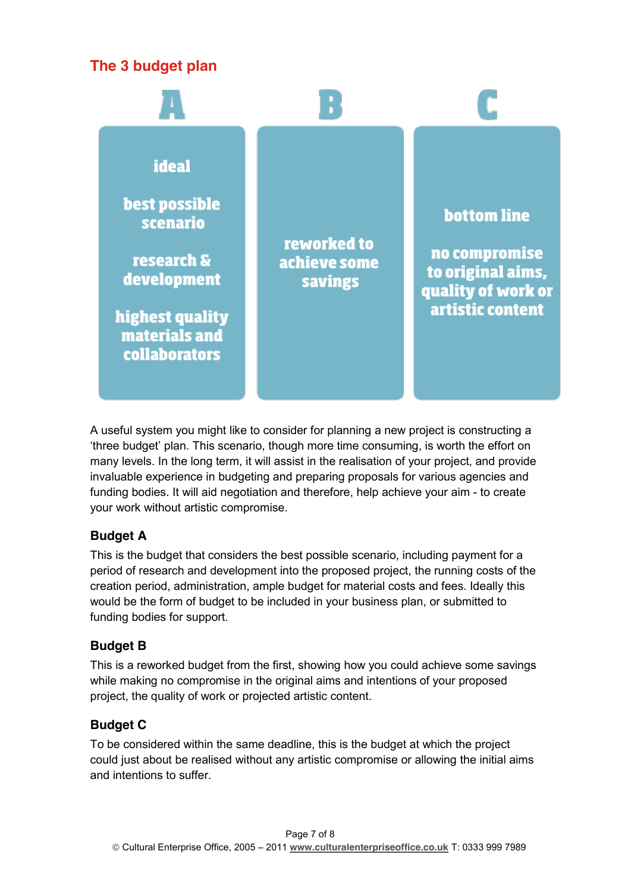## The 3 budget plan

| A | B | C |
| --- | --- | --- |
| ideal<br><br>best possible scenario<br><br>research & development<br><br>highest quality materials and collaborators | reworked to achieve some savings | bottom line<br><br>no compromise to original aims, quality of work or artistic content |

A useful system you might like to consider for planning a new project is constructing a 'three budget' plan. This scenario, though more time consuming, is worth the effort on many levels. In the long term, it will assist in the realisation of your project, and provide invaluable experience in budgeting and preparing proposals for various agencies and funding bodies. It will aid negotiation and therefore, help achieve your aim - to create your work without artistic compromise.

### Budget A

This is the budget that considers the best possible scenario, including payment for a period of research and development into the proposed project, the running costs of the creation period, administration, ample budget for material costs and fees. Ideally this would be the form of budget to be included in your business plan, or submitted to funding bodies for support.

### Budget B

This is a reworked budget from the first, showing how you could achieve some savings while making no compromise in the original aims and intentions of your proposed project, the quality of work or projected artistic content.

### Budget C

To be considered within the same deadline, this is the budget at which the project could just about be realised without any artistic compromise or allowing the initial aims and intentions to suffer.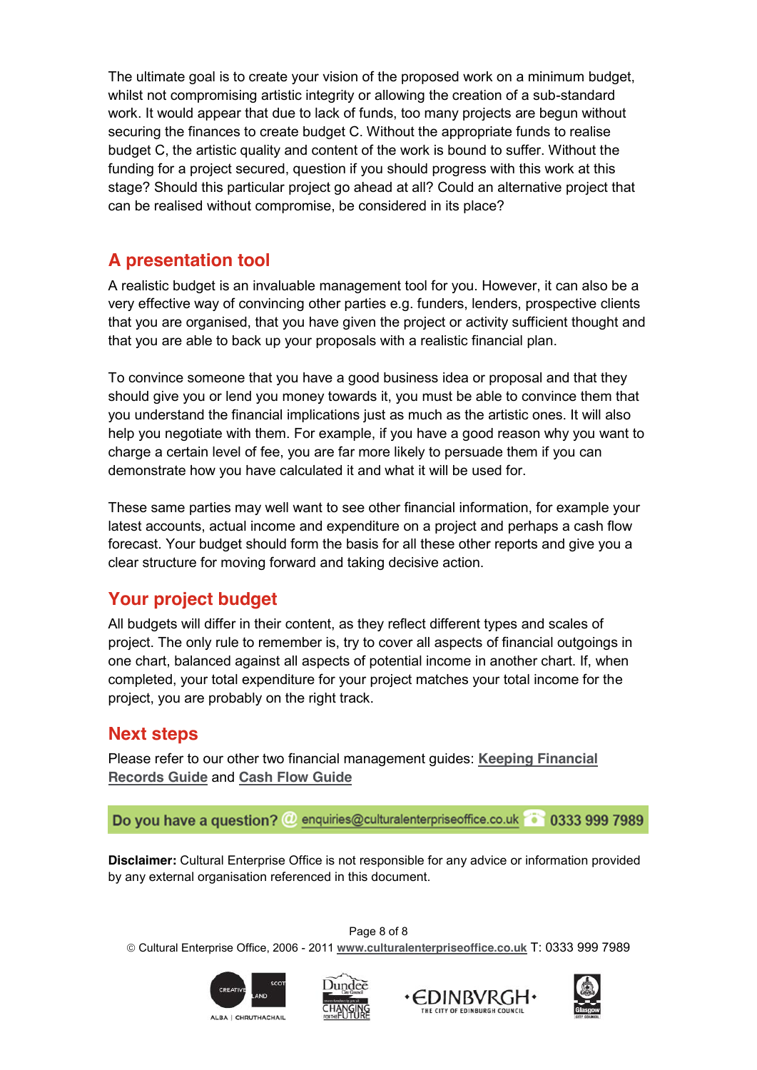The ultimate goal is to create your vision of the proposed work on a minimum budget, whilst not compromising artistic integrity or allowing the creation of a sub-standard work. It would appear that due to lack of funds, too many projects are begun without securing the finances to create budget C. Without the appropriate funds to realise budget C, the artistic quality and content of the work is bound to suffer. Without the funding for a project secured, question if you should progress with this work at this stage? Should this particular project go ahead at all? Could an alternative project that can be realised without compromise, be considered in its place?

## A presentation tool

A realistic budget is an invaluable management tool for you. However, it can also be a very effective way of convincing other parties e.g. funders, lenders, prospective clients that you are organised, that you have given the project or activity sufficient thought and that you are able to back up your proposals with a realistic financial plan.

To convince someone that you have a good business idea or proposal and that they should give you or lend you money towards it, you must be able to convince them that you understand the financial implications just as much as the artistic ones. It will also help you negotiate with them. For example, if you have a good reason why you want to charge a certain level of fee, you are far more likely to persuade them if you can demonstrate how you have calculated it and what it will be used for.

These same parties may well want to see other financial information, for example your latest accounts, actual income and expenditure on a project and perhaps a cash flow forecast. Your budget should form the basis for all these other reports and give you a clear structure for moving forward and taking decisive action.

## Your project budget

All budgets will differ in their content, as they reflect different types and scales of project. The only rule to remember is, try to cover all aspects of financial outgoings in one chart, balanced against all aspects of potential income in another chart. If, when completed, your total expenditure for your project matches your total income for the project, you are probably on the right track.

## Next steps

Please refer to our other two financial management guides: **Keeping Financial Records Guide** and **Cash Flow Guide**

**Do you have a question?** enquiries@culturalenterpriseoffice.co.uk **0333 999 7989**

**Disclaimer:** Cultural Enterprise Office is not responsible for any advice or information provided by any external organisation referenced in this document.

© Cultural Enterprise Office, 2006 - 2011 **www.culturalenterpriseoffice.co.uk** T: 0333 999 7989